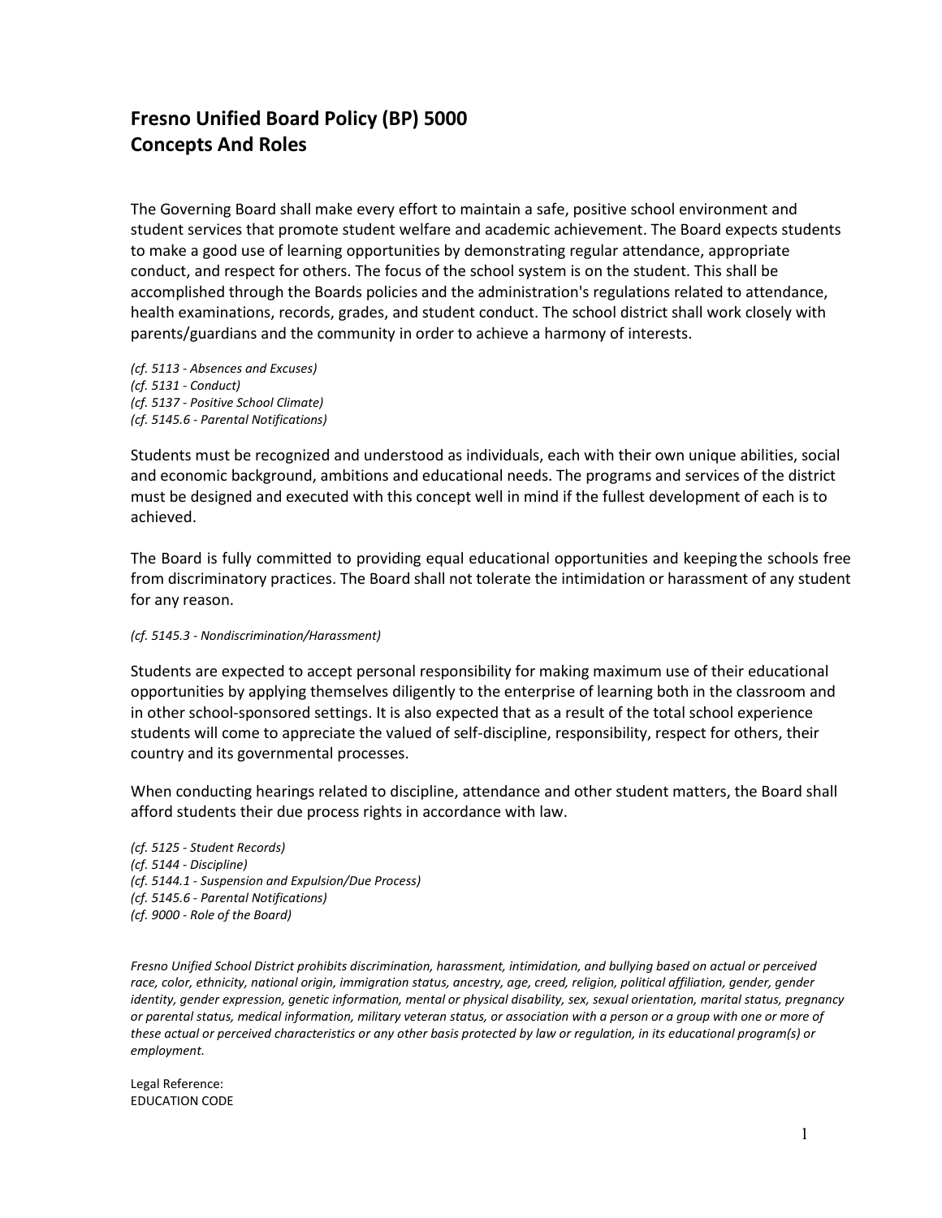# Fresno Unified Board Policy (BP) 5000
# Concepts And Roles

The Governing Board shall make every effort to maintain a safe, positive school environment and student services that promote student welfare and academic achievement. The Board expects students to make a good use of learning opportunities by demonstrating regular attendance, appropriate conduct, and respect for others. The focus of the school system is on the student. This shall be accomplished through the Boards policies and the administration's regulations related to attendance, health examinations, records, grades, and student conduct. The school district shall work closely with parents/guardians and the community in order to achieve a harmony of interests.

*(cf. 5113 - Absences and Excuses)*
*(cf. 5131 - Conduct)*
*(cf. 5137 - Positive School Climate)*
*(cf. 5145.6 - Parental Notifications)*

Students must be recognized and understood as individuals, each with their own unique abilities, social and economic background, ambitions and educational needs. The programs and services of the district must be designed and executed with this concept well in mind if the fullest development of each is to achieved.

The Board is fully committed to providing equal educational opportunities and keeping the schools free from discriminatory practices. The Board shall not tolerate the intimidation or harassment of any student for any reason.

*(cf. 5145.3 - Nondiscrimination/Harassment)*

Students are expected to accept personal responsibility for making maximum use of their educational opportunities by applying themselves diligently to the enterprise of learning both in the classroom and in other school-sponsored settings. It is also expected that as a result of the total school experience students will come to appreciate the valued of self-discipline, responsibility, respect for others, their country and its governmental processes.

When conducting hearings related to discipline, attendance and other student matters, the Board shall afford students their due process rights in accordance with law.

*(cf. 5125 - Student Records)*
*(cf. 5144 - Discipline)*
*(cf. 5144.1 - Suspension and Expulsion/Due Process)*
*(cf. 5145.6 - Parental Notifications)*
*(cf. 9000 - Role of the Board)*

*Fresno Unified School District prohibits discrimination, harassment, intimidation, and bullying based on actual or perceived race, color, ethnicity, national origin, immigration status, ancestry, age, creed, religion, political affiliation, gender, gender identity, gender expression, genetic information, mental or physical disability, sex, sexual orientation, marital status, pregnancy or parental status, medical information, military veteran status, or association with a person or a group with one or more of these actual or perceived characteristics or any other basis protected by law or regulation, in its educational program(s) or employment.*

Legal Reference:
EDUCATION CODE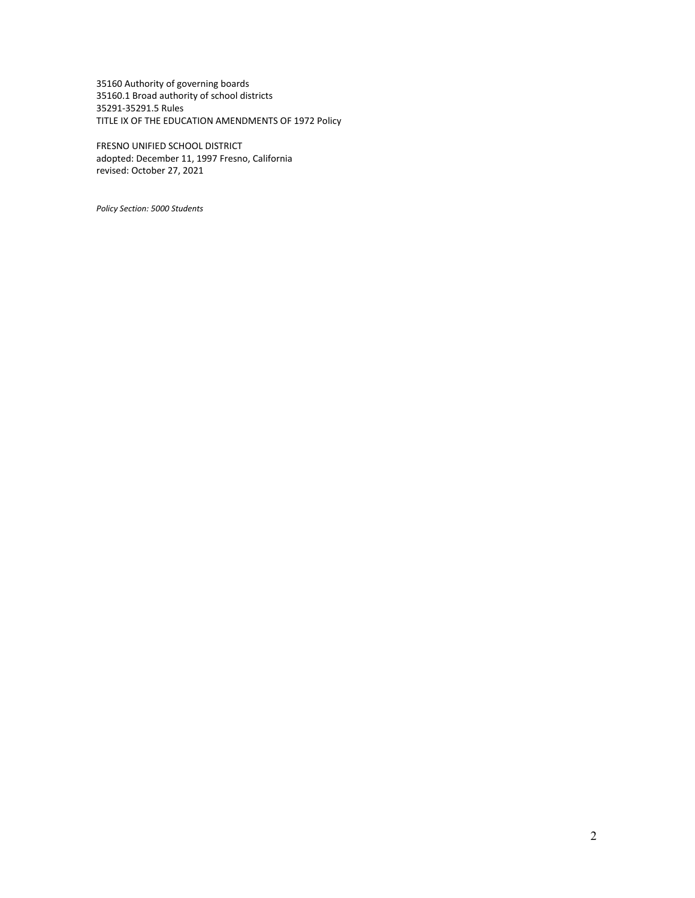35160 Authority of governing boards
35160.1 Broad authority of school districts
35291-35291.5 Rules
TITLE IX OF THE EDUCATION AMENDMENTS OF 1972 Policy

FRESNO UNIFIED SCHOOL DISTRICT
adopted: December 11, 1997 Fresno, California
revised: October 27, 2021

*Policy Section: 5000 Students*